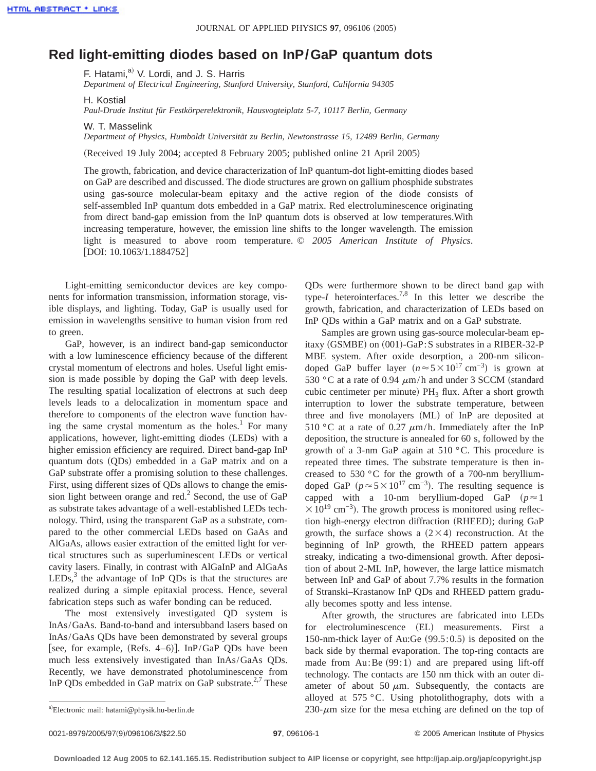# Red light-emitting diodes based on InP/GaP quantum dots

F. Hatami,[a] V. Lordi, and J. S. Harris
*Department of Electrical Engineering, Stanford University, Stanford, California 94305*

H. Kostial
*Paul-Drude Institut für Festkörperelektronik, Hausvogteiplatz 5-7, 10117 Berlin, Germany*

W. T. Masselink
*Department of Physics, Humboldt Universität zu Berlin, Newtonstrasse 15, 12489 Berlin, Germany*

(Received 19 July 2004; accepted 8 February 2005; published online 21 April 2005)

The growth, fabrication, and device characterization of InP quantum-dot light-emitting diodes based on GaP are described and discussed. The diode structures are grown on gallium phosphide substrates using gas-source molecular-beam epitaxy and the active region of the diode consists of self-assembled InP quantum dots embedded in a GaP matrix. Red electroluminescence originating from direct band-gap emission from the InP quantum dots is observed at low temperatures. With increasing temperature, however, the emission line shifts to the longer wavelength. The emission light is measured to above room temperature. © *2005 American Institute of Physics*. [DOI: 10.1063/1.1884752]

Light-emitting semiconductor devices are key components for information transmission, information storage, visible displays, and lighting. Today, GaP is usually used for emission in wavelengths sensitive to human vision from red to green.

GaP, however, is an indirect band-gap semiconductor with a low luminescence efficiency because of the different crystal momentum of electrons and holes. Useful light emission is made possible by doping the GaP with deep levels. The resulting spatial localization of electrons at such deep levels leads to a delocalization in momentum space and therefore to components of the electron wave function having the same crystal momentum as the holes.[1] For many applications, however, light-emitting diodes (LEDs) with a higher emission efficiency are required. Direct band-gap InP quantum dots (QDs) embedded in a GaP matrix and on a GaP substrate offer a promising solution to these challenges. First, using different sizes of QDs allows to change the emission light between orange and red.[2] Second, the use of GaP as substrate takes advantage of a well-established LEDs technology. Third, using the transparent GaP as a substrate, compared to the other commercial LEDs based on GaAs and AlGaAs, allows easier extraction of the emitted light for vertical structures such as superluminescent LEDs or vertical cavity lasers. Finally, in contrast with AlGaInP and AlGaAs LEDs,[3] the advantage of InP QDs is that the structures are realized during a simple epitaxial process. Hence, several fabrication steps such as wafer bonding can be reduced.

The most extensively investigated QD system is InAs/GaAs. Band-to-band and intersubband lasers based on InAs/GaAs QDs have been demonstrated by several groups [see, for example, (Refs. 4–6)]. InP/GaP QDs have been much less extensively investigated than InAs/GaAs QDs. Recently, we have demonstrated photoluminescence from InP QDs embedded in GaP matrix on GaP substrate.[2,7] These QDs were furthermore shown to be direct band gap with type-*I* heterointerfaces.[7,8] In this letter we describe the growth, fabrication, and characterization of LEDs based on InP QDs within a GaP matrix and on a GaP substrate.

Samples are grown using gas-source molecular-beam epitaxy (GSMBE) on (001)-GaP:S substrates in a RIBER-32-P MBE system. After oxide desorption, a 200-nm silicon-doped GaP buffer layer ($n \approx 5 \times 10^{17}$ cm$^{-3}$) is grown at 530 °C at a rate of 0.94 $\mu$m/h and under 3 SCCM (standard cubic centimeter per minute) $PH_3$ flux. After a short growth interruption to lower the substrate temperature, between three and five monolayers (ML) of InP are deposited at 510 °C at a rate of 0.27 $\mu$m/h. Immediately after the InP deposition, the structure is annealed for 60 s, followed by the growth of a 3-nm GaP again at 510 °C. This procedure is repeated three times. The substrate temperature is then increased to 530 °C for the growth of a 700-nm beryllium-doped GaP ($p \approx 5 \times 10^{17}$ cm$^{-3}$). The resulting sequence is capped with a 10-nm beryllium-doped GaP ($p \approx 1 \times 10^{19}$ cm$^{-3}$). The growth process is monitored using reflection high-energy electron diffraction (RHEED); during GaP growth, the surface shows a $(2 \times 4)$ reconstruction. At the beginning of InP growth, the RHEED pattern appears streaky, indicating a two-dimensional growth. After deposition of about 2-ML InP, however, the large lattice mismatch between InP and GaP of about 7.7% results in the formation of Stranski–Krastanow InP QDs and RHEED pattern gradually becomes spotty and less intense.

After growth, the structures are fabricated into LEDs for electroluminescence (EL) measurements. First a 150-nm-thick layer of Au:Ge (99.5:0.5) is deposited on the back side by thermal evaporation. The top-ring contacts are made from Au:Be (99:1) and are prepared using lift-off technology. The contacts are 150 nm thick with an outer diameter of about 50 $\mu$m. Subsequently, the contacts are alloyed at 575 °C. Using photolithography, dots with a 230-$\mu$m size for the mesa etching are defined on the top of

[a]Electronic mail: hatami@physik.hu-berlin.de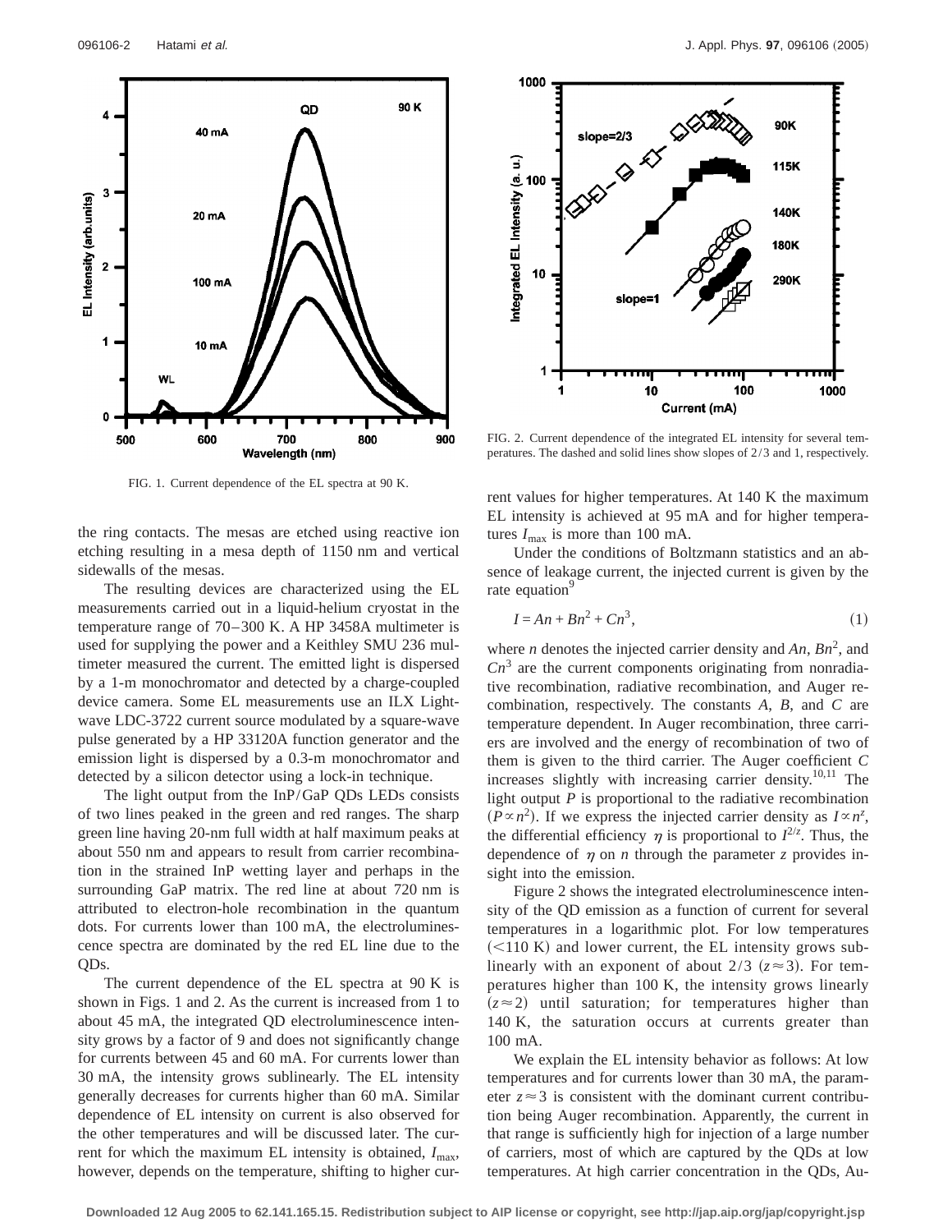FIG. 1. Current dependence of the EL spectra at 90 K.

FIG. 2. Current dependence of the integrated EL intensity for several temperatures. The dashed and solid lines show slopes of 2/3 and 1, respectively.

the ring contacts. The mesas are etched using reactive ion etching resulting in a mesa depth of 1150 nm and vertical sidewalls of the mesas.

The resulting devices are characterized using the EL measurements carried out in a liquid-helium cryostat in the temperature range of 70–300 K. A HP 3458A multimeter is used for supplying the power and a Keithley SMU 236 multimeter measured the current. The emitted light is dispersed by a 1-m monochromator and detected by a charge-coupled device camera. Some EL measurements use an ILX Lightwave LDC-3722 current source modulated by a square-wave pulse generated by a HP 33120A function generator and the emission light is dispersed by a 0.3-m monochromator and detected by a silicon detector using a lock-in technique.

The light output from the InP/GaP QDs LEDs consists of two lines peaked in the green and red ranges. The sharp green line having 20-nm full width at half maximum peaks at about 550 nm and appears to result from carrier recombination in the strained InP wetting layer and perhaps in the surrounding GaP matrix. The red line at about 720 nm is attributed to electron-hole recombination in the quantum dots. For currents lower than 100 mA, the electroluminescence spectra are dominated by the red EL line due to the QDs.

The current dependence of the EL spectra at 90 K is shown in Figs. 1 and 2. As the current is increased from 1 to about 45 mA, the integrated QD electroluminescence intensity grows by a factor of 9 and does not significantly change for currents between 45 and 60 mA. For currents lower than 30 mA, the intensity grows sublinearly. The EL intensity generally decreases for currents higher than 60 mA. Similar dependence of EL intensity on current is also observed for the other temperatures and will be discussed later. The current for which the maximum EL intensity is obtained, $I_{\max}$, however, depends on the temperature, shifting to higher current values for higher temperatures. At 140 K the maximum EL intensity is achieved at 95 mA and for higher temperatures $I_{\max}$ is more than 100 mA.

Under the conditions of Boltzmann statistics and an absence of leakage current, the injected current is given by the rate equation[9]

$$I = An + Bn^2 + Cn^3, \tag{1}$$

where $n$ denotes the injected carrier density and $An$, $Bn^2$, and $Cn^3$ are the current components originating from nonradiative recombination, radiative recombination, and Auger recombination, respectively. The constants $A$, $B$, and $C$ are temperature dependent. In Auger recombination, three carriers are involved and the energy of recombination of two of them is given to the third carrier. The Auger coefficient $C$ increases slightly with increasing carrier density.[10,11] The light output $P$ is proportional to the radiative recombination ($P \propto n^2$). If we express the injected carrier density as $I \propto n^z$, the differential efficiency $\eta$ is proportional to $I^{2/z}$. Thus, the dependence of $\eta$ on $n$ through the parameter $z$ provides insight into the emission.

Figure 2 shows the integrated electroluminescence intensity of the QD emission as a function of current for several temperatures in a logarithmic plot. For low temperatures ($<110$ K) and lower current, the EL intensity grows sublinearly with an exponent of about 2/3 ($z \approx 3$). For temperatures higher than 100 K, the intensity grows linearly ($z \approx 2$) until saturation; for temperatures higher than 140 K, the saturation occurs at currents greater than 100 mA.

We explain the EL intensity behavior as follows: At low temperatures and for currents lower than 30 mA, the parameter $z \approx 3$ is consistent with the dominant current contribution being Auger recombination. Apparently, the current in that range is sufficiently high for injection of a large number of carriers, most of which are captured by the QDs at low temperatures. At high carrier concentration in the QDs, Au-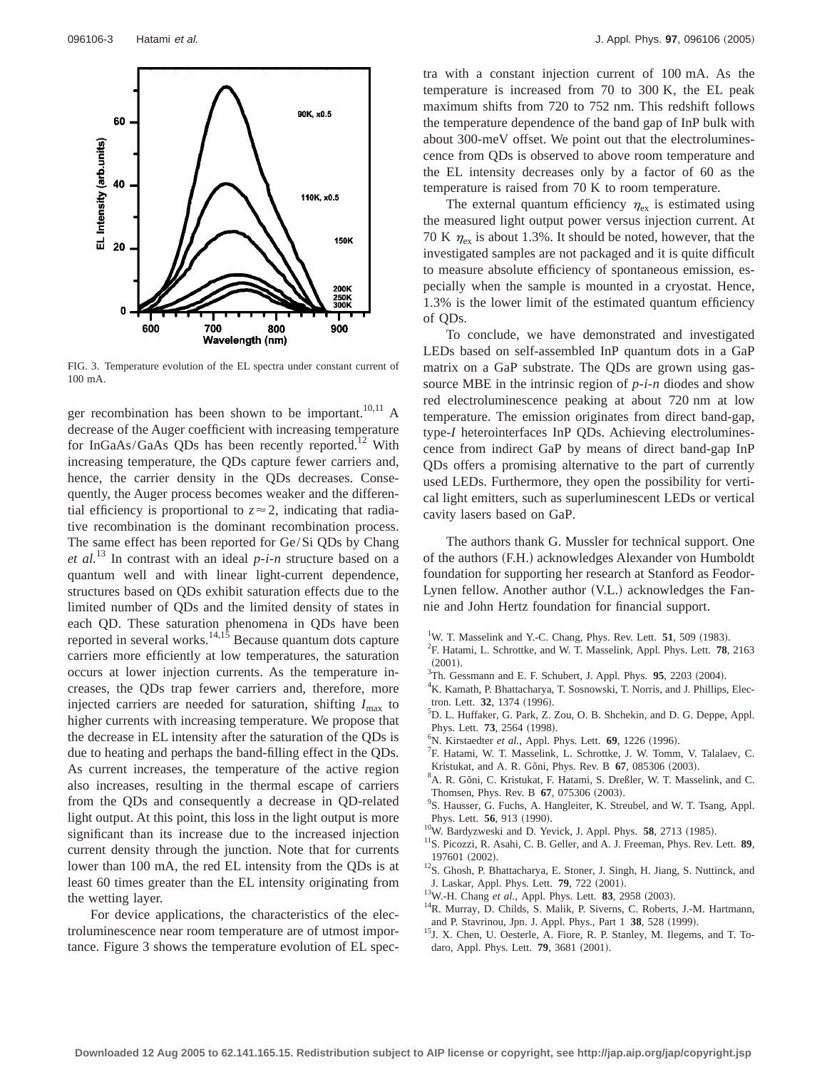EL Intensity (arb.units)

60

40

20

0

600

700

800

900

Wavelength (nm)

90K, x0.5

110K, x0.5

150K

200K

250K

300K

FIG. 3. Temperature evolution of the EL spectra under constant current of 100 mA.

ger recombination has been shown to be important.[10,11] A decrease of the Auger coefficient with increasing temperature for InGaAs/GaAs QDs has been recently reported.[12] With increasing temperature, the QDs capture fewer carriers and, hence, the carrier density in the QDs decreases. Consequently, the Auger process becomes weaker and the differential efficiency is proportional to $z \approx 2$, indicating that radiative recombination is the dominant recombination process. The same effect has been reported for Ge/Si QDs by Chang *et al.*[13] In contrast with an ideal *p-i-n* structure based on a quantum well and with linear light-current dependence, structures based on QDs exhibit saturation effects due to the limited number of QDs and the limited density of states in each QD. These saturation phenomena in QDs have been reported in several works.[14,15] Because quantum dots capture carriers more efficiently at low temperatures, the saturation occurs at lower injection currents. As the temperature increases, the QDs trap fewer carriers and, therefore, more injected carriers are needed for saturation, shifting $I_{\max}$ to higher currents with increasing temperature. We propose that the decrease in EL intensity after the saturation of the QDs is due to heating and perhaps the band-filling effect in the QDs. As current increases, the temperature of the active region also increases, resulting in the thermal escape of carriers from the QDs and consequently a decrease in QD-related light output. At this point, this loss in the light output is more significant than its increase due to the increased injection current density through the junction. Note that for currents lower than 100 mA, the red EL intensity from the QDs is at least 60 times greater than the EL intensity originating from the wetting layer.

For device applications, the characteristics of the electroluminescence near room temperature are of utmost importance. Figure 3 shows the temperature evolution of EL spectra with a constant injection current of 100 mA. As the temperature is increased from 70 to 300 K, the EL peak maximum shifts from 720 to 752 nm. This redshift follows the temperature dependence of the band gap of InP bulk with about 300-meV offset. We point out that the electroluminescence from QDs is observed to above room temperature and the EL intensity decreases only by a factor of 60 as the temperature is raised from 70 K to room temperature.

The external quantum efficiency $\eta_{\text{ex}}$ is estimated using the measured light output power versus injection current. At 70 K $\eta_{\text{ex}}$ is about 1.3%. It should be noted, however, that the investigated samples are not packaged and it is quite difficult to measure absolute efficiency of spontaneous emission, especially when the sample is mounted in a cryostat. Hence, 1.3% is the lower limit of the estimated quantum efficiency of QDs.

To conclude, we have demonstrated and investigated LEDs based on self-assembled InP quantum dots in a GaP matrix on a GaP substrate. The QDs are grown using gas-source MBE in the intrinsic region of *p-i-n* diodes and show red electroluminescence peaking at about 720 nm at low temperature. The emission originates from direct band-gap, type-*I* heterointerfaces InP QDs. Achieving electroluminescence from indirect GaP by means of direct band-gap InP QDs offers a promising alternative to the part of currently used LEDs. Furthermore, they open the possibility for vertical light emitters, such as superluminescent LEDs or vertical cavity lasers based on GaP.

The authors thank G. Mussler for technical support. One of the authors (F.H.) acknowledges Alexander von Humboldt foundation for supporting her research at Stanford as Feodor-Lynen fellow. Another author (V.L.) acknowledges the Fannie and John Hertz foundation for financial support.

[1] W. T. Masselink and Y.-C. Chang, Phys. Rev. Lett. **51**, 509 (1983).
[2] F. Hatami, L. Schrottke, and W. T. Masselink, Appl. Phys. Lett. **78**, 2163 (2001).
[3] Th. Gessmann and E. F. Schubert, J. Appl. Phys. **95**, 2203 (2004).
[4] K. Kamath, P. Bhattacharya, T. Sosnowski, T. Norris, and J. Phillips, Electron. Lett. **32**, 1374 (1996).
[5] D. L. Huffaker, G. Park, Z. Zou, O. B. Shchekin, and D. G. Deppe, Appl. Phys. Lett. **73**, 2564 (1998).
[6] N. Kirstaedter *et al.*, Appl. Phys. Lett. **69**, 1226 (1996).
[7] F. Hatami, W. T. Masselink, L. Schrottke, J. W. Tomm, V. Talalaev, C. Kristukat, and A. R. Gõni, Phys. Rev. B **67**, 085306 (2003).
[8] A. R. Gõni, C. Kristukat, F. Hatami, S. Dreßler, W. T. Masselink, and C. Thomsen, Phys. Rev. B **67**, 075306 (2003).
[9] S. Hausser, G. Fuchs, A. Hangleiter, K. Streubel, and W. T. Tsang, Appl. Phys. Lett. **56**, 913 (1990).
[10] W. Bardyzweski and D. Yevick, J. Appl. Phys. **58**, 2713 (1985).
[11] S. Picozzi, R. Asahi, C. B. Geller, and A. J. Freeman, Phys. Rev. Lett. **89**, 197601 (2002).
[12] S. Ghosh, P. Bhattacharya, E. Stoner, J. Singh, H. Jiang, S. Nuttinck, and J. Laskar, Appl. Phys. Lett. **79**, 722 (2001).
[13] W.-H. Chang *et al.*, Appl. Phys. Lett. **83**, 2958 (2003).
[14] R. Murray, D. Childs, S. Malik, P. Siverns, C. Roberts, J.-M. Hartmann, and P. Stavrinou, Jpn. J. Appl. Phys., Part 1 **38**, 528 (1999).
[15] J. X. Chen, U. Oesterle, A. Fiore, R. P. Stanley, M. Ilegems, and T. Todaro, Appl. Phys. Lett. **79**, 3681 (2001).